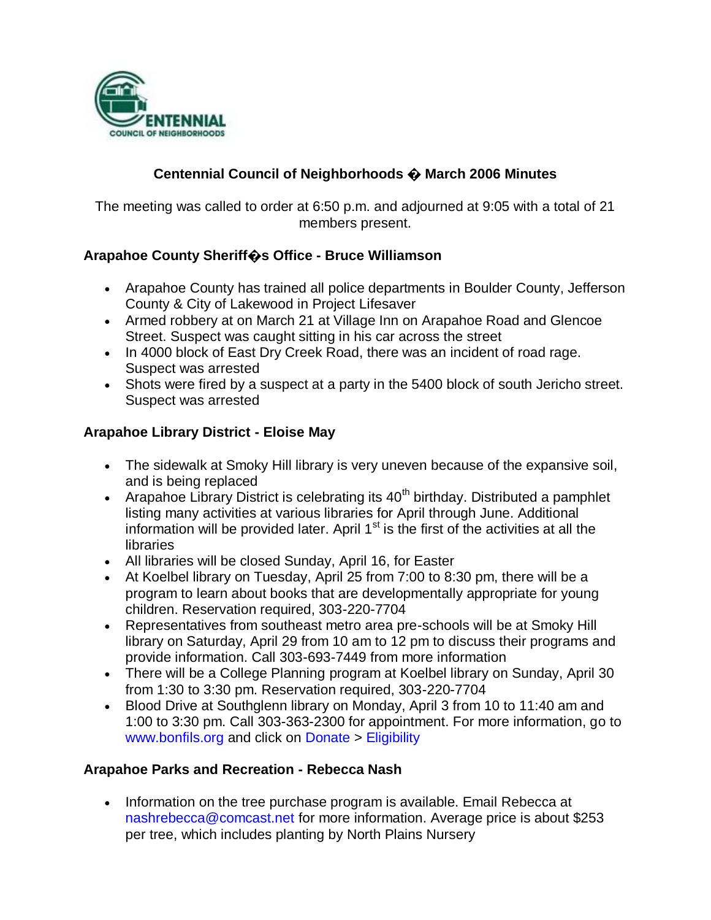# Centennial Council of Neighborhoods � March 2006 Minutes

The meeting was called to order at 6:50 p.m. and adjourned at 9:05 with a total of 21 members present.

### Arapahoe County Sheriff�s Office - Bruce Williamson

- Arapahoe County has trained all police departments in Boulder County, Jefferson County & City of Lakewood in Project Lifesaver
- Armed robbery at on March 21 at Village Inn on Arapahoe Road and Glencoe Street. Suspect was caught sitting in his car across the street
- In 4000 block of East Dry Creek Road, there was an incident of road rage. Suspect was arrested
- Shots were fired by a suspect at a party in the 5400 block of south Jericho street. Suspect was arrested

### Arapahoe Library District - Eloise May

- The sidewalk at Smoky Hill library is very uneven because of the expansive soil, and is being replaced
- Arapahoe Library District is celebrating its 40th birthday. Distributed a pamphlet listing many activities at various libraries for April through June. Additional information will be provided later. April 1st is the first of the activities at all the libraries
- All libraries will be closed Sunday, April 16, for Easter
- At Koelbel library on Tuesday, April 25 from 7:00 to 8:30 pm, there will be a program to learn about books that are developmentally appropriate for young children. Reservation required, 303-220-7704
- Representatives from southeast metro area pre-schools will be at Smoky Hill library on Saturday, April 29 from 10 am to 12 pm to discuss their programs and provide information. Call 303-693-7449 from more information
- There will be a College Planning program at Koelbel library on Sunday, April 30 from 1:30 to 3:30 pm. Reservation required, 303-220-7704
- Blood Drive at Southglenn library on Monday, April 3 from 10 to 11:40 am and 1:00 to 3:30 pm. Call 303-363-2300 for appointment. For more information, go to www.bonfils.org and click on Donate > Eligibility

### Arapahoe Parks and Recreation - Rebecca Nash

- Information on the tree purchase program is available. Email Rebecca at nashrebecca@comcast.net for more information. Average price is about $253 per tree, which includes planting by North Plains Nursery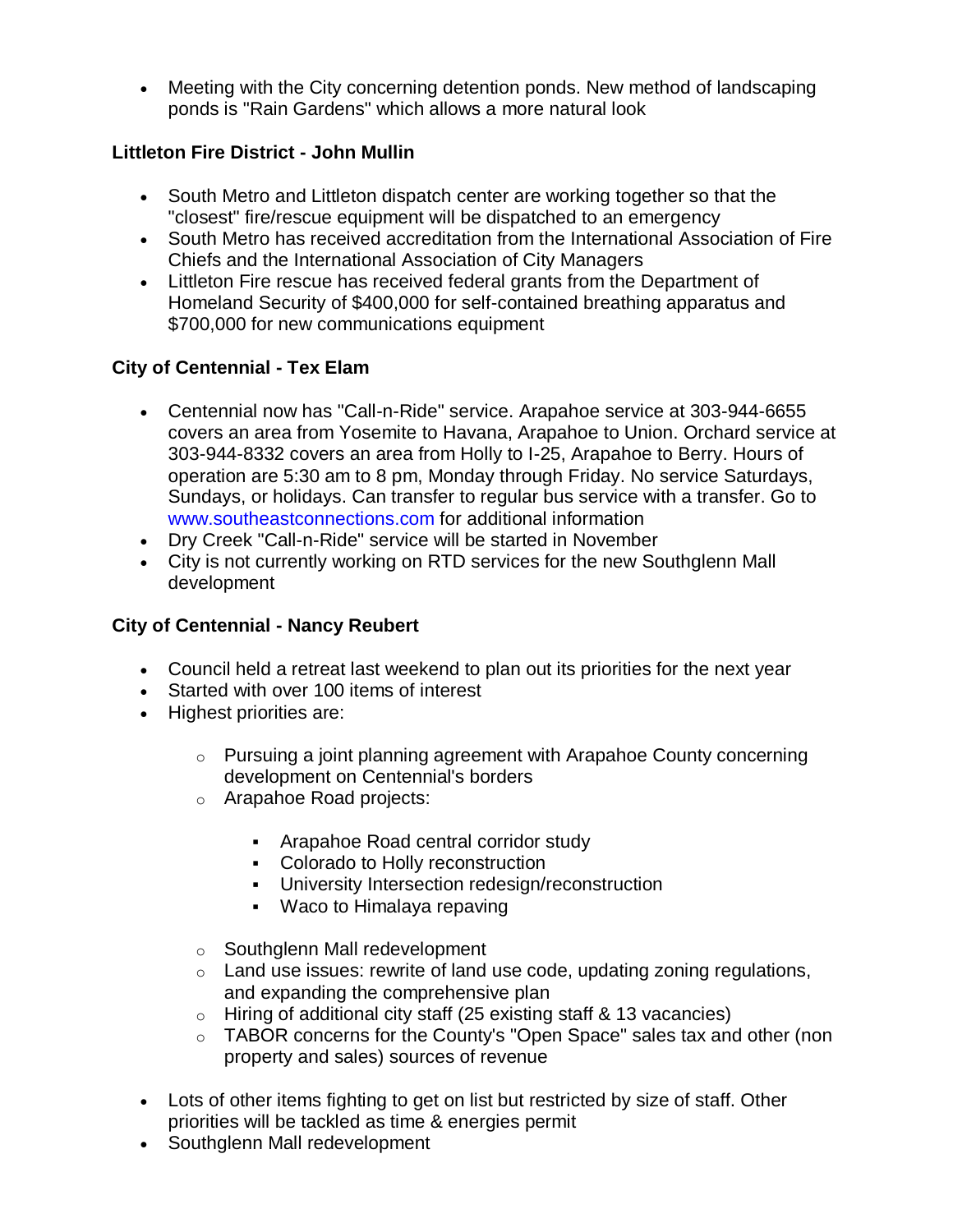- Meeting with the City concerning detention ponds. New method of landscaping ponds is "Rain Gardens" which allows a more natural look

**Littleton Fire District - John Mullin**

- South Metro and Littleton dispatch center are working together so that the "closest" fire/rescue equipment will be dispatched to an emergency
- South Metro has received accreditation from the International Association of Fire Chiefs and the International Association of City Managers
- Littleton Fire rescue has received federal grants from the Department of Homeland Security of $400,000 for self-contained breathing apparatus and $700,000 for new communications equipment

**City of Centennial - Tex Elam**

- Centennial now has "Call-n-Ride" service. Arapahoe service at 303-944-6655 covers an area from Yosemite to Havana, Arapahoe to Union. Orchard service at 303-944-8332 covers an area from Holly to I-25, Arapahoe to Berry. Hours of operation are 5:30 am to 8 pm, Monday through Friday. No service Saturdays, Sundays, or holidays. Can transfer to regular bus service with a transfer. Go to www.southeastconnections.com for additional information
- Dry Creek "Call-n-Ride" service will be started in November
- City is not currently working on RTD services for the new Southglenn Mall development

**City of Centennial - Nancy Reubert**

- Council held a retreat last weekend to plan out its priorities for the next year
- Started with over 100 items of interest
- Highest priorities are:
  - Pursuing a joint planning agreement with Arapahoe County concerning development on Centennial's borders
  - Arapahoe Road projects:
    - Arapahoe Road central corridor study
    - Colorado to Holly reconstruction
    - University Intersection redesign/reconstruction
    - Waco to Himalaya repaving
  - Southglenn Mall redevelopment
  - Land use issues: rewrite of land use code, updating zoning regulations, and expanding the comprehensive plan
  - Hiring of additional city staff (25 existing staff & 13 vacancies)
  - TABOR concerns for the County's "Open Space" sales tax and other (non property and sales) sources of revenue
- Lots of other items fighting to get on list but restricted by size of staff. Other priorities will be tackled as time & energies permit
- Southglenn Mall redevelopment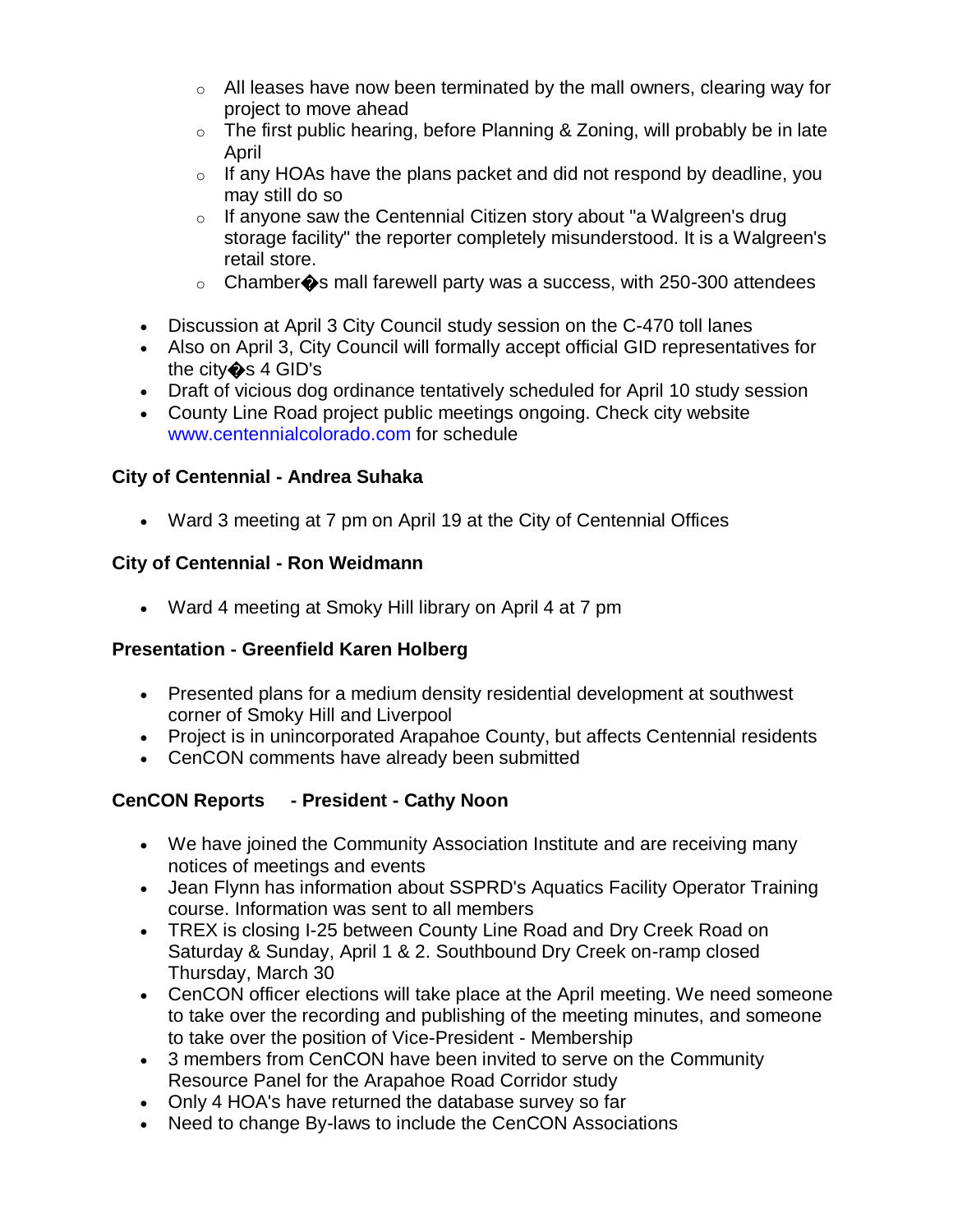- All leases have now been terminated by the mall owners, clearing way for project to move ahead
    - The first public hearing, before Planning & Zoning, will probably be in late April
    - If any HOAs have the plans packet and did not respond by deadline, you may still do so
    - If anyone saw the Centennial Citizen story about "a Walgreen's drug storage facility" the reporter completely misunderstood. It is a Walgreen's retail store.
    - Chamber�s mall farewell party was a success, with 250-300 attendees
- Discussion at April 3 City Council study session on the C-470 toll lanes
- Also on April 3, City Council will formally accept official GID representatives for the city�s 4 GID's
- Draft of vicious dog ordinance tentatively scheduled for April 10 study session
- County Line Road project public meetings ongoing. Check city website www.centennialcolorado.com for schedule

**City of Centennial - Andrea Suhaka**

- Ward 3 meeting at 7 pm on April 19 at the City of Centennial Offices

**City of Centennial - Ron Weidmann**

- Ward 4 meeting at Smoky Hill library on April 4 at 7 pm

**Presentation - Greenfield Karen Holberg**

- Presented plans for a medium density residential development at southwest corner of Smoky Hill and Liverpool
- Project is in unincorporated Arapahoe County, but affects Centennial residents
- CenCON comments have already been submitted

**CenCON Reports - President - Cathy Noon**

- We have joined the Community Association Institute and are receiving many notices of meetings and events
- Jean Flynn has information about SSPRD's Aquatics Facility Operator Training course. Information was sent to all members
- TREX is closing I-25 between County Line Road and Dry Creek Road on Saturday & Sunday, April 1 & 2. Southbound Dry Creek on-ramp closed Thursday, March 30
- CenCON officer elections will take place at the April meeting. We need someone to take over the recording and publishing of the meeting minutes, and someone to take over the position of Vice-President - Membership
- 3 members from CenCON have been invited to serve on the Community Resource Panel for the Arapahoe Road Corridor study
- Only 4 HOA's have returned the database survey so far
- Need to change By-laws to include the CenCON Associations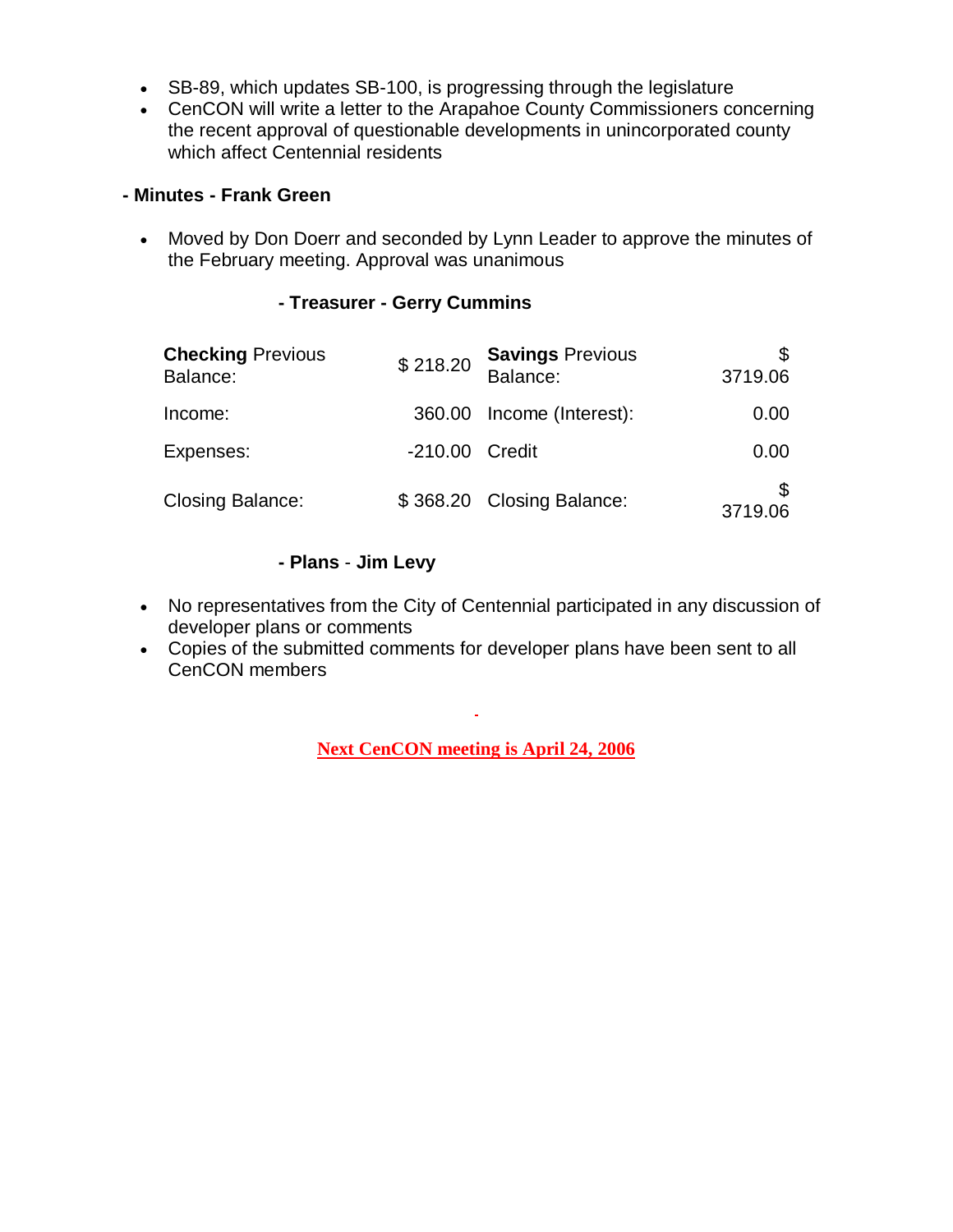- SB-89, which updates SB-100, is progressing through the legislature
- CenCON will write a letter to the Arapahoe County Commissioners concerning the recent approval of questionable developments in unincorporated county which affect Centennial residents

**- Minutes - Frank Green**

- Moved by Don Doerr and seconded by Lynn Leader to approve the minutes of the February meeting. Approval was unanimous

**- Treasurer - Gerry Cummins**

| | | | |
|---|---|---|---|
| **Checking** Previous Balance: | $ 218.20 | **Savings** Previous Balance: | $ 3719.06 |
| Income: | 360.00 | Income (Interest): | 0.00 |
| Expenses: | -210.00 | Credit | 0.00 |
| Closing Balance: | $ 368.20 | Closing Balance: | $ 3719.06 |

**- Plans** - **Jim Levy**

- No representatives from the City of Centennial participated in any discussion of developer plans or comments
- Copies of the submitted comments for developer plans have been sent to all CenCON members

**Next CenCON meeting is April 24, 2006**